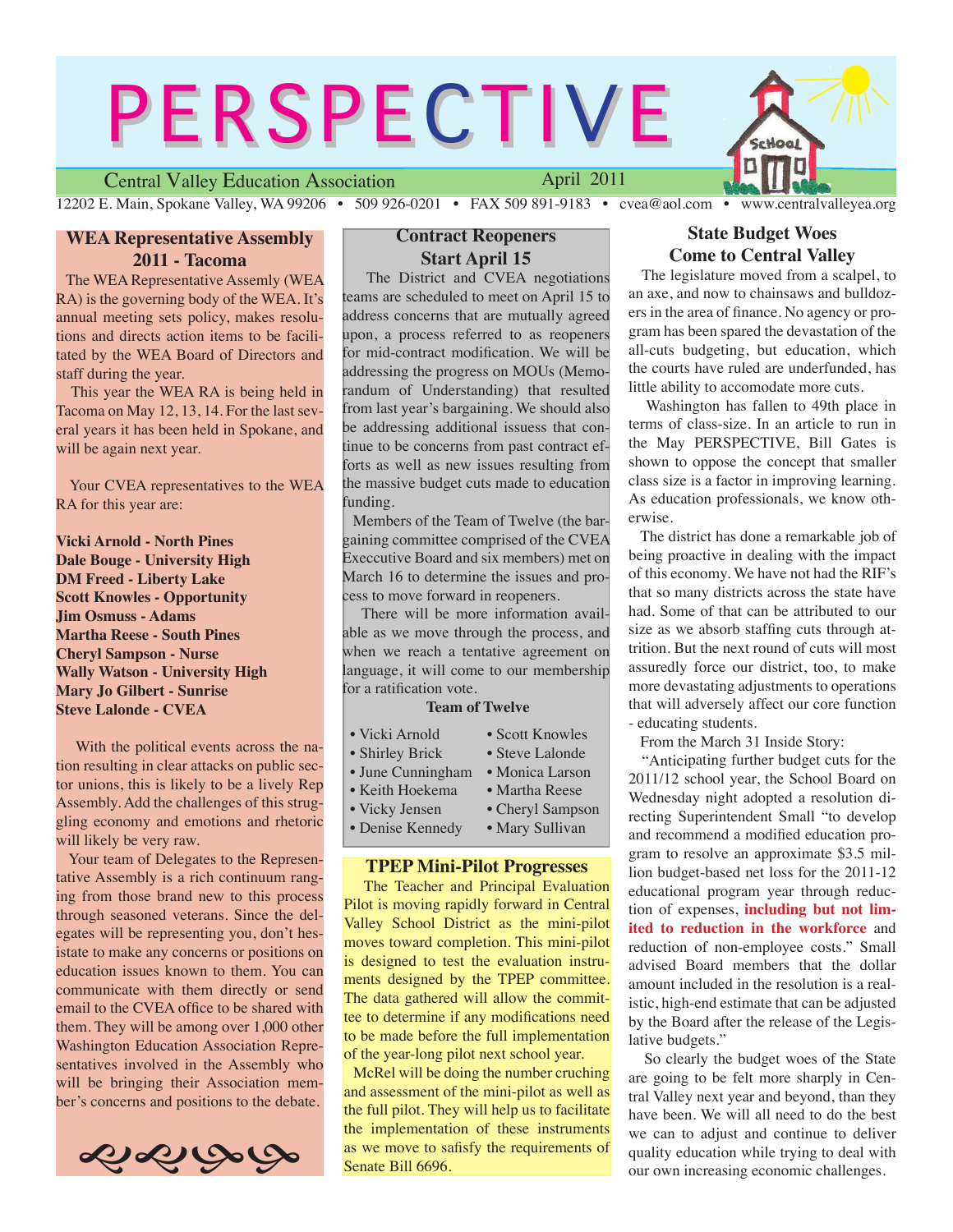# PERSPECTIVE

Central Valley Education Association — April 2011

12202 E. Main, Spokane Valley, WA 99206 • 509 926-0201 • FAX 509 891-9183 • cvea@aol.com • www.centralvalleyea.org

## WEA Representative Assembly 2011 - Tacoma

The WEA Representative Assemly (WEA RA) is the governing body of the WEA. It's annual meeting sets policy, makes resolutions and directs action items to be facilitated by the WEA Board of Directors and staff during the year.

This year the WEA RA is being held in Tacoma on May 12, 13, 14. For the last several years it has been held in Spokane, and will be again next year.

Your CVEA representatives to the WEA RA for this year are:

**Vicki Arnold - North Pines**
**Dale Bouge - University High**
**DM Freed - Liberty Lake**
**Scott Knowles - Opportunity**
**Jim Osmuss - Adams**
**Martha Reese - South Pines**
**Cheryl Sampson - Nurse**
**Wally Watson - University High**
**Mary Jo Gilbert - Sunrise**
**Steve Lalonde - CVEA**

With the political events across the nation resulting in clear attacks on public sector unions, this is likely to be a lively Rep Assembly. Add the challenges of this struggling economy and emotions and rhetoric will likely be very raw.

Your team of Delegates to the Representative Assembly is a rich continuum ranging from those brand new to this process through seasoned veterans. Since the delegates will be representing you, don't hesistate to make any concerns or positions on education issues known to them. You can communicate with them directly or send email to the CVEA office to be shared with them. They will be among over 1,000 other Washington Education Association Representatives involved in the Assembly who will be bringing their Association member's concerns and positions to the debate.

## Contract Reopeners Start April 15

The District and CVEA negotiations teams are scheduled to meet on April 15 to address concerns that are mutually agreed upon, a process referred to as reopeners for mid-contract modification. We will be addressing the progress on MOUs (Memorandum of Understanding) that resulted from last year's bargaining. We should also be addressing additional issuess that continue to be concerns from past contract efforts as well as new issues resulting from the massive budget cuts made to education funding.

Members of the Team of Twelve (the bargaining committee comprised of the CVEA Execcutive Board and six members) met on March 16 to determine the issues and process to move forward in reopeners.

There will be more information available as we move through the process, and when we reach a tentative agreement on language, it will come to our membership for a ratification vote.

**Team of Twelve**

- Vicki Arnold
- Shirley Brick
- June Cunningham
- Keith Hoekema
- Vicky Jensen
- Denise Kennedy
- Scott Knowles
- Steve Lalonde
- Monica Larson
- Martha Reese
- Cheryl Sampson
- Mary Sullivan

## TPEP Mini-Pilot Progresses

The Teacher and Principal Evaluation Pilot is moving rapidly forward in Central Valley School District as the mini-pilot moves toward completion. This mini-pilot is designed to test the evaluation instruments designed by the TPEP committee. The data gathered will allow the committee to determine if any modifications need to be made before the full implementation of the year-long pilot next school year.

McRel will be doing the number cruching and assessment of the mini-pilot as well as the full pilot. They will help us to facilitate the implementation of these instruments as we move to safisfy the requirements of Senate Bill 6696.

## State Budget Woes Come to Central Valley

The legislature moved from a scalpel, to an axe, and now to chainsaws and bulldozers in the area of finance. No agency or program has been spared the devastation of the all-cuts budgeting, but education, which the courts have ruled are underfunded, has little ability to accomodate more cuts.

Washington has fallen to 49th place in terms of class-size. In an article to run in the May PERSPECTIVE, Bill Gates is shown to oppose the concept that smaller class size is a factor in improving learning. As education professionals, we know otherwise.

The district has done a remarkable job of being proactive in dealing with the impact of this economy. We have not had the RIF's that so many districts across the state have had. Some of that can be attributed to our size as we absorb staffing cuts through attrition. But the next round of cuts will most assuredly force our district, too, to make more devastating adjustments to operations that will adversely affect our core function - educating students.

From the March 31 Inside Story:

"Anticipating further budget cuts for the 2011/12 school year, the School Board on Wednesday night adopted a resolution directing Superintendent Small "to develop and recommend a modified education program to resolve an approximate $3.5 million budget-based net loss for the 2011-12 educational program year through reduction of expenses, **including but not limited to reduction in the workforce** and reduction of non-employee costs." Small advised Board members that the dollar amount included in the resolution is a realistic, high-end estimate that can be adjusted by the Board after the release of the Legislative budgets."

So clearly the budget woes of the State are going to be felt more sharply in Central Valley next year and beyond, than they have been. We will all need to do the best we can to adjust and continue to deliver quality education while trying to deal with our own increasing economic challenges.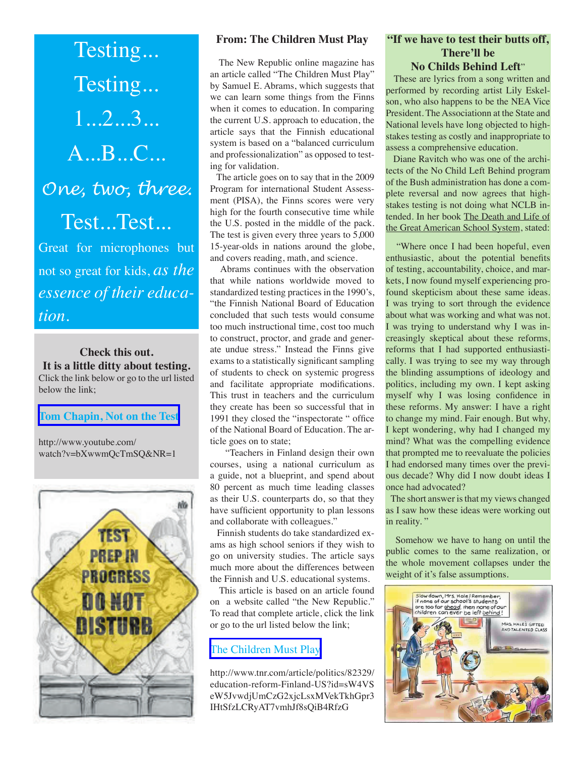Testing...

Testing...

1...2...3...

A...B...C...

*One, two, three.*

Test...Test...

Great for microphones but not so great for kids, *as the essence of their education.*

**Check this out.**
**It is a little ditty about testing.**
Click the link below or go to the url listed below the link;

Tom Chapin, Not on the Test

http://www.youtube.com/watch?v=bXwwmQcTmSQ&NR=1

## From: The Children Must Play

The New Republic online magazine has an article called "The Children Must Play" by Samuel E. Abrams, which suggests that we can learn some things from the Finns when it comes to education. In comparing the current U.S. approach to education, the article says that the Finnish educational system is based on a "balanced curriculum and professionalization" as opposed to testing for validation.

The article goes on to say that in the 2009 Program for international Student Assessment (PISA), the Finns scores were very high for the fourth consecutive time while the U.S. posted in the middle of the pack. The test is given every three years to 5,000 15-year-olds in nations around the globe, and covers reading, math, and science.

Abrams continues with the observation that while nations worldwide moved to standardized testing practices in the 1990's, "the Finnish National Board of Education concluded that such tests would consume too much instructional time, cost too much to construct, proctor, and grade and generate undue stress." Instead the Finns give exams to a statistically significant sampling of students to check on systemic progress and facilitate appropriate modifications. This trust in teachers and the curriculum they create has been so successful that in 1991 they closed the "inspectorate " office of the National Board of Education. The article goes on to state;

"Teachers in Finland design their own courses, using a national curriculum as a guide, not a blueprint, and spend about 80 percent as much time leading classes as their U.S. counterparts do, so that they have sufficient opportunity to plan lessons and collaborate with colleagues."

Finnish students do take standardized exams as high school seniors if they wish to go on university studies. The article says much more about the differences between the Finnish and U.S. educational systems.

This article is based on an article found on a website called "the New Republic." To read that complete article, click the link or go to the url listed below the link;

The Children Must Play

http://www.tnr.com/article/politics/82329/education-reform-Finland-US?id=sW4VSeW5JvwdjUmCzG2xjcLsxMVekTkhGpr3IHtSfzLCRyAT7vmhJf8sQiB4RfzG

## "If we have to test their butts off, There'll be No Childs Behind Left"

These are lyrics from a song written and performed by recording artist Lily Eskelson, who also happens to be the NEA Vice President. The Associationn at the State and National levels have long objected to high-stakes testing as costly and inappropriate to assess a comprehensive education.

Diane Ravitch who was one of the architects of the No Child Left Behind program of the Bush administration has done a complete reversal and now agrees that high-stakes testing is not doing what NCLB intended. In her book The Death and Life of the Great American School System, stated:

"Where once I had been hopeful, even enthusiastic, about the potential benefits of testing, accountability, choice, and markets, I now found myself experiencing profound skepticism about these same ideas. I was trying to sort through the evidence about what was working and what was not. I was trying to understand why I was increasingly skeptical about these reforms, reforms that I had supported enthusiastically. I was trying to see my way through the blinding assumptions of ideology and politics, including my own. I kept asking myself why I was losing confidence in these reforms. My answer: I have a right to change my mind. Fair enough. But why, I kept wondering, why had I changed my mind? What was the compelling evidence that prompted me to reevaluate the policies I had endorsed many times over the previous decade? Why did I now doubt ideas I once had advocated?

The short answer is that my views changed as I saw how these ideas were working out in reality. "

Somehow we have to hang on until the public comes to the same realization, or the whole movement collapses under the weight of it's false assumptions.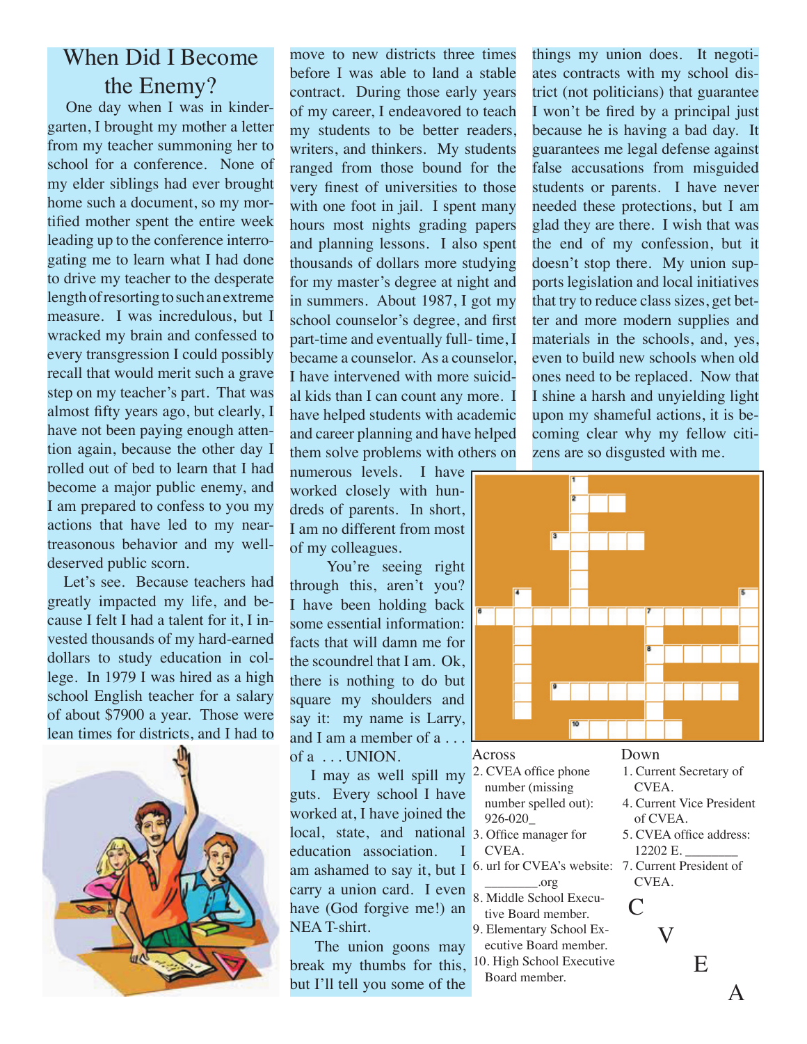# When Did I Become the Enemy?

One day when I was in kindergarten, I brought my mother a letter from my teacher summoning her to school for a conference. None of my elder siblings had ever brought home such a document, so my mortified mother spent the entire week leading up to the conference interrogating me to learn what I had done to drive my teacher to the desperate length of resorting to such an extreme measure. I was incredulous, but I wracked my brain and confessed to every transgression I could possibly recall that would merit such a grave step on my teacher's part. That was almost fifty years ago, but clearly, I have not been paying enough attention again, because the other day I rolled out of bed to learn that I had become a major public enemy, and I am prepared to confess to you my actions that have led to my near-treasonous behavior and my well-deserved public scorn.

Let's see. Because teachers had greatly impacted my life, and because I felt I had a talent for it, I invested thousands of my hard-earned dollars to study education in college. In 1979 I was hired as a high school English teacher for a salary of about $7900 a year. Those were lean times for districts, and I had to move to new districts three times before I was able to land a stable contract. During those early years of my career, I endeavored to teach my students to be better readers, writers, and thinkers. My students ranged from those bound for the very finest of universities to those with one foot in jail. I spent many hours most nights grading papers and planning lessons. I also spent thousands of dollars more studying for my master's degree at night and in summers. About 1987, I got my school counselor's degree, and first part-time and eventually full- time, I became a counselor. As a counselor, I have intervened with more suicidal kids than I can count any more. I have helped students with academic and career planning and have helped them solve problems with others on numerous levels. I have worked closely with hundreds of parents. In short, I am no different from most of my colleagues.

You're seeing right through this, aren't you? I have been holding back some essential information: facts that will damn me for the scoundrel that I am. Ok, there is nothing to do but square my shoulders and say it: my name is Larry, and I am a member of a . . . of a . . . UNION.

I may as well spill my guts. Every school I have worked at, I have joined the local, state, and national education association. I am ashamed to say it, but I carry a union card. I even have (God forgive me!) an NEA T-shirt.

The union goons may break my thumbs for this, but I'll tell you some of the things my union does. It negotiates contracts with my school district (not politicians) that guarantee I won't be fired by a principal just because he is having a bad day. It guarantees me legal defense against false accusations from misguided students or parents. I have never needed these protections, but I am glad they are there. I wish that was the end of my confession, but it doesn't stop there. My union supports legislation and local initiatives that try to reduce class sizes, get better and more modern supplies and materials in the schools, and, yes, even to build new schools when old ones need to be replaced. Now that I shine a harsh and unyielding light upon my shameful actions, it is becoming clear why my fellow citizens are so disgusted with me.

**Across**

2. CVEA office phone number (missing number spelled out): 926-020_
3. Office manager for CVEA.
6. url for CVEA's website: ________.org
8. Middle School Executive Board member.
9. Elementary School Executive Board member.
10. High School Executive Board member.

**Down**

1. Current Secretary of CVEA.
4. Current Vice President of CVEA.
5. CVEA office address: 12202 E. ________
7. Current President of CVEA.

C V E A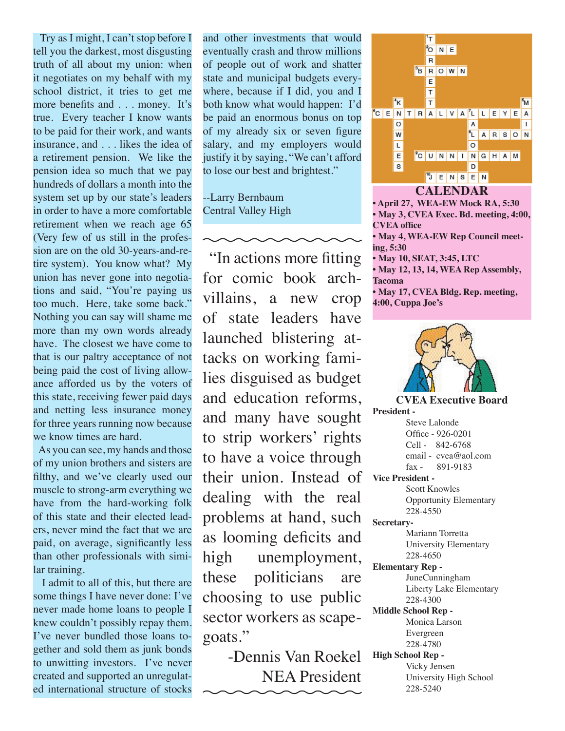Try as I might, I can't stop before I tell you the darkest, most disgusting truth of all about my union: when it negotiates on my behalf with my school district, it tries to get me more benefits and . . . money. It's true. Every teacher I know wants to be paid for their work, and wants insurance, and . . . likes the idea of a retirement pension. We like the pension idea so much that we pay hundreds of dollars a month into the system set up by our state's leaders in order to have a more comfortable retirement when we reach age 65 (Very few of us still in the profession are on the old 30-years-and-retire system). You know what? My union has never gone into negotiations and said, "You're paying us too much. Here, take some back." Nothing you can say will shame me more than my own words already have. The closest we have come to that is our paltry acceptance of not being paid the cost of living allowance afforded us by the voters of this state, receiving fewer paid days and netting less insurance money for three years running now because we know times are hard.

As you can see, my hands and those of my union brothers and sisters are filthy, and we've clearly used our muscle to strong-arm everything we have from the hard-working folk of this state and their elected leaders, never mind the fact that we are paid, on average, significantly less than other professionals with similar training.

I admit to all of this, but there are some things I have never done: I've never made home loans to people I knew couldn't possibly repay them. I've never bundled those loans together and sold them as junk bonds to unwitting investors. I've never created and supported an unregulated international structure of stocks and other investments that would eventually crash and throw millions of people out of work and shatter state and municipal budgets everywhere, because if I did, you and I both know what would happen: I'd be paid an enormous bonus on top of my already six or seven figure salary, and my employers would justify it by saying, "We can't afford to lose our best and brightest."

--Larry Bernbaum
Central Valley High

"In actions more fitting for comic book arch-villains, a new crop of state leaders have launched blistering attacks on working families disguised as budget and education reforms, and many have sought to strip workers' rights to have a voice through their union. Instead of dealing with the real problems at hand, such as looming deficits and high unemployment, these politicians are choosing to use public sector workers as scapegoats."

-Dennis Van Roekel
NEA President

1 TORRETT (down); 2 ONE; 3 BROWN; 4 KNOWLES (down); 5 MAI (down); 6 CENTRALVALLEYEA; 7 LALONDE (down); 8 LARSON; 9 CUNNINGHAM; 10 JENSEN

## CALENDAR

- **April 27, WEA-EW Mock RA, 5:30**
- **May 3, CVEA Exec. Bd. meeting, 4:00, CVEA office**
- **May 4, WEA-EW Rep Council meeting, 5:30**
- **May 10, SEAT, 3:45, LTC**
- **May 12, 13, 14, WEA Rep Assembly, Tacoma**
- **May 17, CVEA Bldg. Rep. meeting, 4:00, Cuppa Joe's**

## CVEA Executive Board

**President -**
Steve Lalonde
Office - 926-0201
Cell - 842-6768
email - cvea@aol.com
fax - 891-9183

**Vice President -**
Scott Knowles
Opportunity Elementary
228-4550

**Secretary-**
Mariann Torretta
University Elementary
228-4650

**Elementary Rep -**
JuneCunningham
Liberty Lake Elementary
228-4300

**Middle School Rep -**
Monica Larson
Evergreen
228-4780

**High School Rep -**
Vicky Jensen
University High School
228-5240